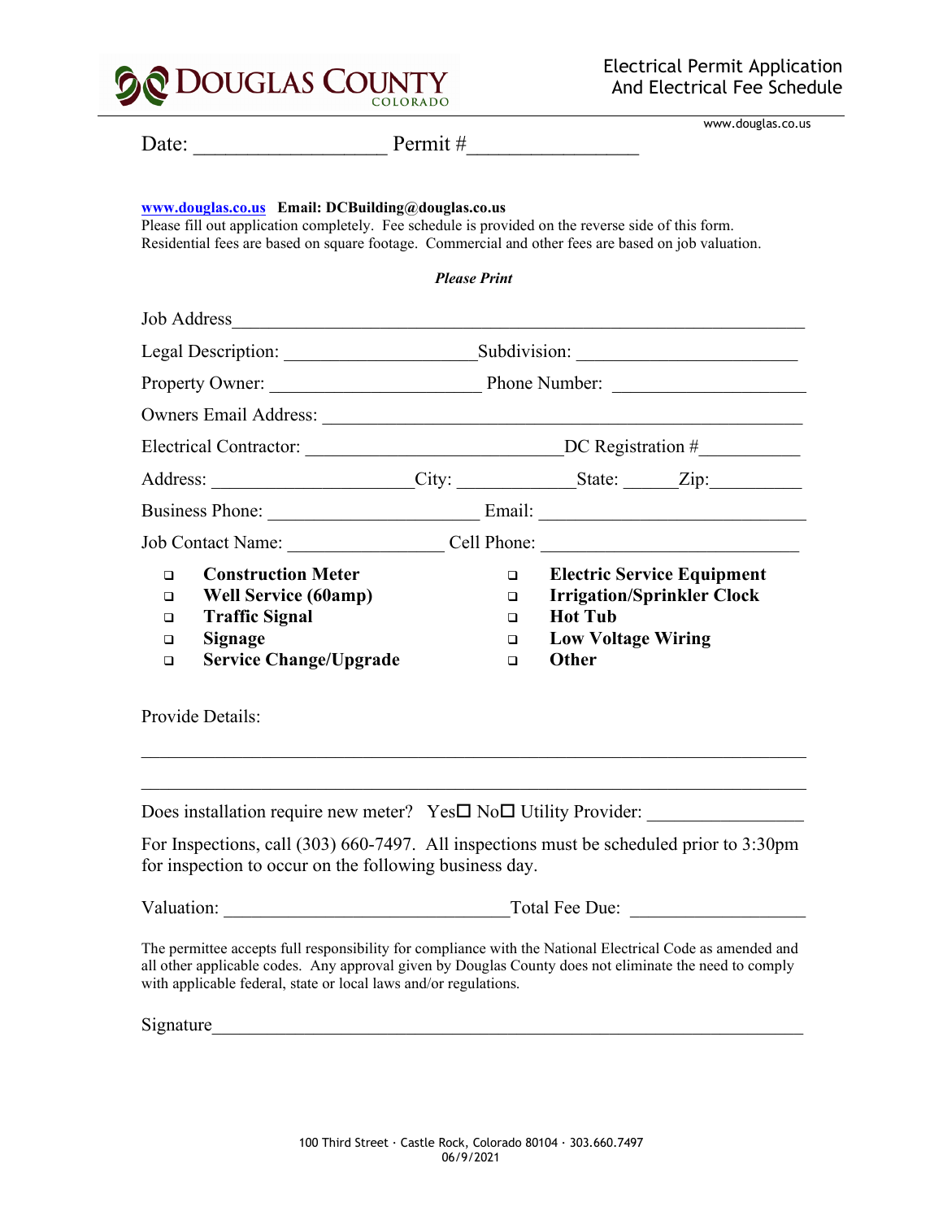# DOUGLAS COUNTY
COLORADO

## Electrical Permit Application And Electrical Fee Schedule

www.douglas.co.us

Date: ________________ Permit #_______________

**www.douglas.co.us** **Email: DCBuilding@douglas.co.us**
Please fill out application completely. Fee schedule is provided on the reverse side of this form.
Residential fees are based on square footage. Commercial and other fees are based on job valuation.

***Please Print***

Job Address_____________________________________________________________

Legal Description: ____________________ Subdivision: ______________________

Property Owner: ______________________ Phone Number: ___________________

Owners Email Address: __________________________________________________

Electrical Contractor: __________________________ DC Registration #__________

Address: ____________________ City: ____________ State: _____ Zip: _________

Business Phone: ______________________ Email: ___________________________

Job Contact Name: ________________ Cell Phone: __________________________

- ❑ **Construction Meter**
- ❑ **Well Service (60amp)**
- ❑ **Traffic Signal**
- ❑ **Signage**
- ❑ **Service Change/Upgrade**
- ❑ **Electric Service Equipment**
- ❑ **Irrigation/Sprinkler Clock**
- ❑ **Hot Tub**
- ❑ **Low Voltage Wiring**
- ❑ **Other**

Provide Details:

_________________________________________________________________________

_________________________________________________________________________

Does installation require new meter? Yes☐ No☐ Utility Provider: ________________

For Inspections, call (303) 660-7497. All inspections must be scheduled prior to 3:30pm for inspection to occur on the following business day.

Valuation: ______________________________ Total Fee Due: _________________

The permittee accepts full responsibility for compliance with the National Electrical Code as amended and all other applicable codes. Any approval given by Douglas County does not eliminate the need to comply with applicable federal, state or local laws and/or regulations.

Signature_______________________________________________________________

100 Third Street · Castle Rock, Colorado 80104 · 303.660.7497
06/9/2021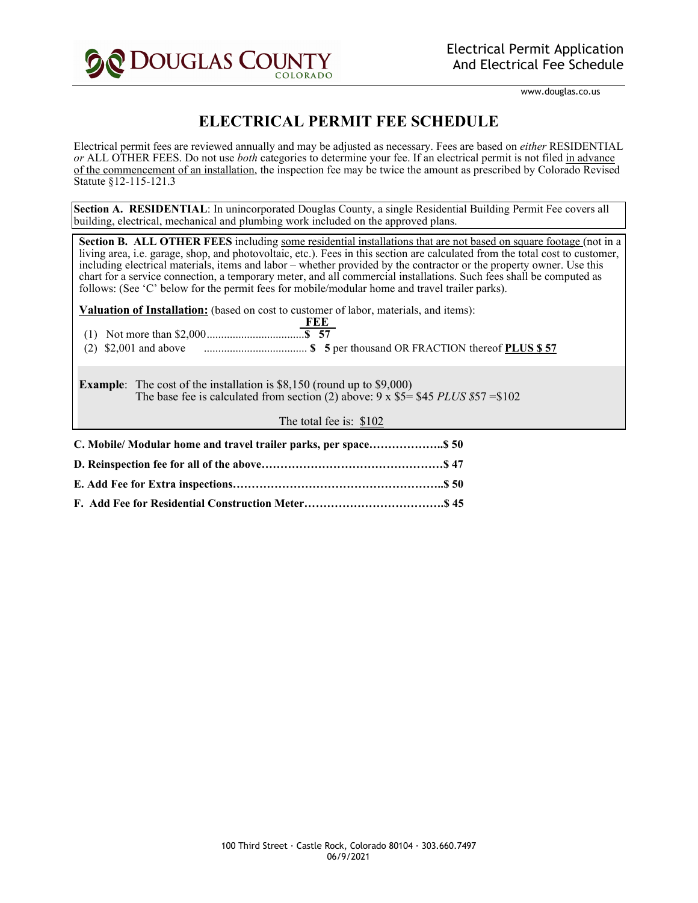# ELECTRICAL PERMIT FEE SCHEDULE

Electrical permit fees are reviewed annually and may be adjusted as necessary. Fees are based on *either* RESIDENTIAL *or* ALL OTHER FEES. Do not use *both* categories to determine your fee. If an electrical permit is not filed in advance of the commencement of an installation, the inspection fee may be twice the amount as prescribed by Colorado Revised Statute §12-115-121.3

**Section A. RESIDENTIAL**: In unincorporated Douglas County, a single Residential Building Permit Fee covers all building, electrical, mechanical and plumbing work included on the approved plans.

**Section B. ALL OTHER FEES** including some residential installations that are not based on square footage (not in a living area, i.e. garage, shop, and photovoltaic, etc.). Fees in this section are calculated from the total cost to customer, including electrical materials, items and labor – whether provided by the contractor or the property owner. Use this chart for a service connection, a temporary meter, and all commercial installations. Such fees shall be computed as follows: (See 'C' below for the permit fees for mobile/modular home and travel trailer parks).

**Valuation of Installation:** (based on cost to customer of labor, materials, and items):

| | FEE |
|---|---|
| (1) Not more than $2,000 | **$ 57** |
| (2) $2,001 and above | **$ 5** per thousand OR FRACTION thereof **PLUS $ 57** |

**Example**: The cost of the installation is $8,150 (round up to $9,000)
The base fee is calculated from section (2) above: 9 x $5= $45 *PLUS* $57 =$102

The total fee is: $102

**C. Mobile/ Modular home and travel trailer parks, per space………………..$ 50**

**D. Reinspection fee for all of the above…………………………………………$ 47**

**E. Add Fee for Extra inspections………………………………………………..$ 50**

**F. Add Fee for Residential Construction Meter……………………………….$ 45**